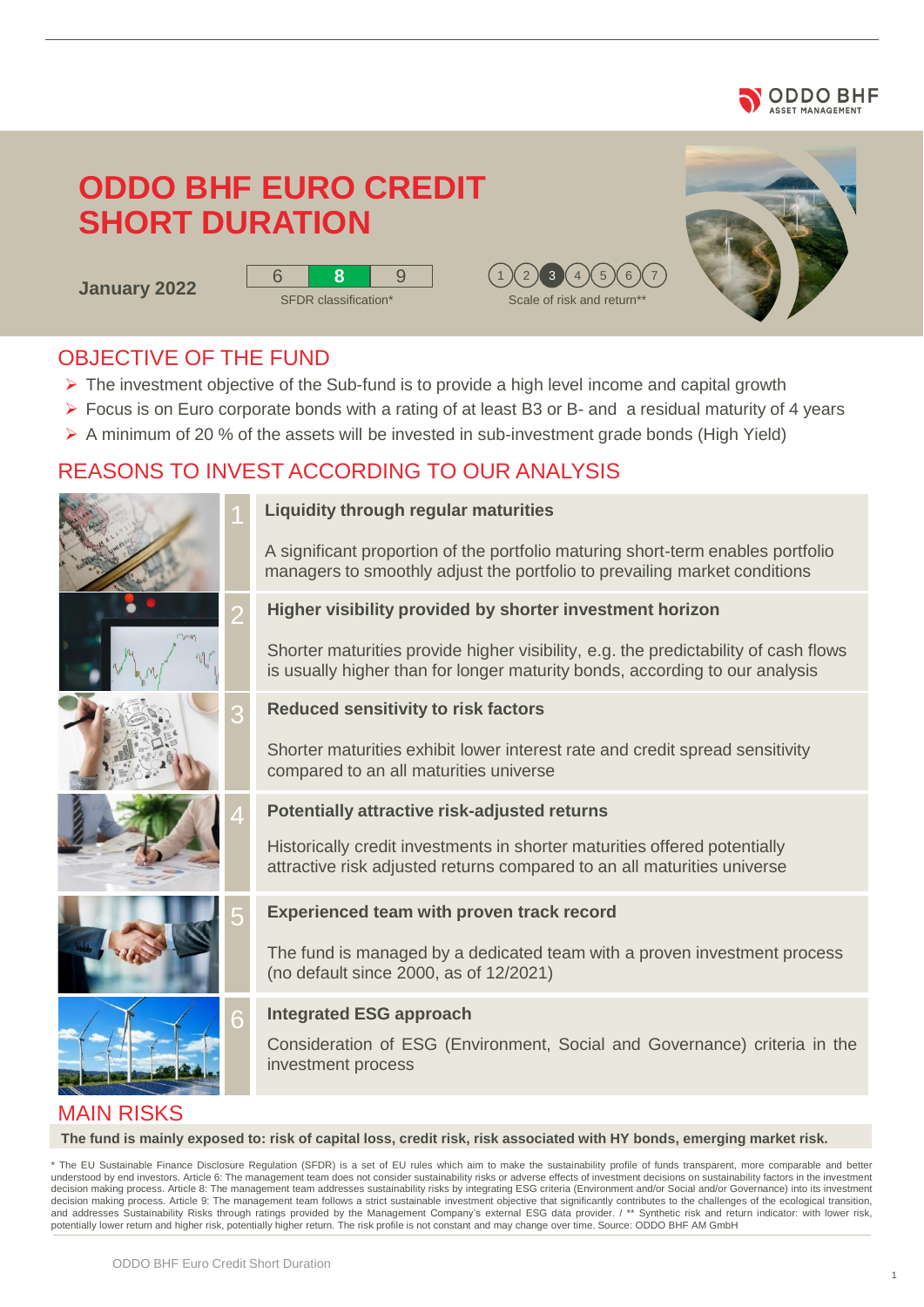# ODDO BHF EURO CREDIT SHORT DURATION

**January 2022**

| 6 | **8** | 9 |
|---|---|---|

SFDR classification*

1 2 **3** 4 5 6 7

Scale of risk and return**

## OBJECTIVE OF THE FUND

- The investment objective of the Sub-fund is to provide a high level income and capital growth
- Focus is on Euro corporate bonds with a rating of at least B3 or B- and a residual maturity of 4 years
- A minimum of 20 % of the assets will be invested in sub-investment grade bonds (High Yield)

## REASONS TO INVEST ACCORDING TO OUR ANALYSIS

**1 Liquidity through regular maturities**

A significant proportion of the portfolio maturing short-term enables portfolio managers to smoothly adjust the portfolio to prevailing market conditions

**2 Higher visibility provided by shorter investment horizon**

Shorter maturities provide higher visibility, e.g. the predictability of cash flows is usually higher than for longer maturity bonds, according to our analysis

**3 Reduced sensitivity to risk factors**

Shorter maturities exhibit lower interest rate and credit spread sensitivity compared to an all maturities universe

**4 Potentially attractive risk-adjusted returns**

Historically credit investments in shorter maturities offered potentially attractive risk adjusted returns compared to an all maturities universe

**5 Experienced team with proven track record**

The fund is managed by a dedicated team with a proven investment process (no default since 2000, as of 12/2021)

**6 Integrated ESG approach**

Consideration of ESG (Environment, Social and Governance) criteria in the investment process

## MAIN RISKS

**The fund is mainly exposed to: risk of capital loss, credit risk, risk associated with HY bonds, emerging market risk.**

* The EU Sustainable Finance Disclosure Regulation (SFDR) is a set of EU rules which aim to make the sustainability profile of funds transparent, more comparable and better understood by end investors. Article 6: The management team does not consider sustainability risks or adverse effects of investment decisions on sustainability factors in the investment decision making process. Article 8: The management team addresses sustainability risks by integrating ESG criteria (Environment and/or Social and/or Governance) into its investment decision making process. Article 9: The management team follows a strict sustainable investment objective that significantly contributes to the challenges of the ecological transition, and addresses Sustainability Risks through ratings provided by the Management Company's external ESG data provider. / ** Synthetic risk and return indicator: with lower risk, potentially lower return and higher risk, potentially higher return. The risk profile is not constant and may change over time. Source: ODDO BHF AM GmbH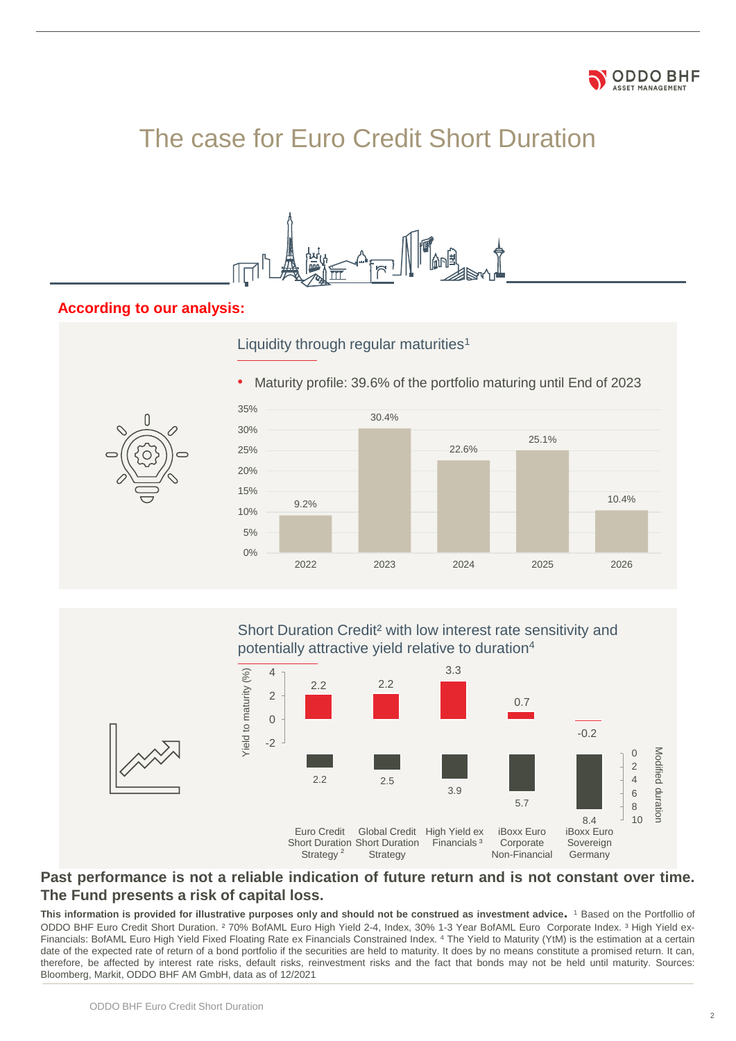# The case for Euro Credit Short Duration

## According to our analysis:

### Liquidity through regular maturities[1]

- Maturity profile: 39.6% of the portfolio maturing until End of 2023

| Year | Share |
|---|---|
| 2022 | 9.2% |
| 2023 | 30.4% |
| 2024 | 22.6% |
| 2025 | 25.1% |
| 2026 | 10.4% |

### Short Duration Credit[2] with low interest rate sensitivity and potentially attractive yield relative to duration[4]

| | Yield to maturity (%) | Modified duration |
|---|---|---|
| Euro Credit Short Duration Strategy [2] | 2.2 | 2.2 |
| Global Credit Short Duration Strategy | 2.2 | 2.5 |
| High Yield ex Financials [3] | 3.3 | 3.9 |
| iBoxx Euro Corporate Non-Financial | 0.7 | 5.7 |
| iBoxx Euro Sovereign Germany | -0.2 | 8.4 |

**Past performance is not a reliable indication of future return and is not constant over time. The Fund presents a risk of capital loss.**

**This information is provided for illustrative purposes only and should not be construed as investment advice.** [1] Based on the Portfolio of ODDO BHF Euro Credit Short Duration. [2] 70% BofAML Euro High Yield 2-4, Index, 30% 1-3 Year BofAML Euro Corporate Index. [3] High Yield ex-Financials: BofAML Euro High Yield Fixed Floating Rate ex Financials Constrained Index. [4] The Yield to Maturity (YtM) is the estimation at a certain date of the expected rate of return of a bond portfolio if the securities are held to maturity. It does by no means constitute a promised return. It can, therefore, be affected by interest rate risks, default risks, reinvestment risks and the fact that bonds may not be held until maturity. Sources: Bloomberg, Markit, ODDO BHF AM GmbH, data as of 12/2021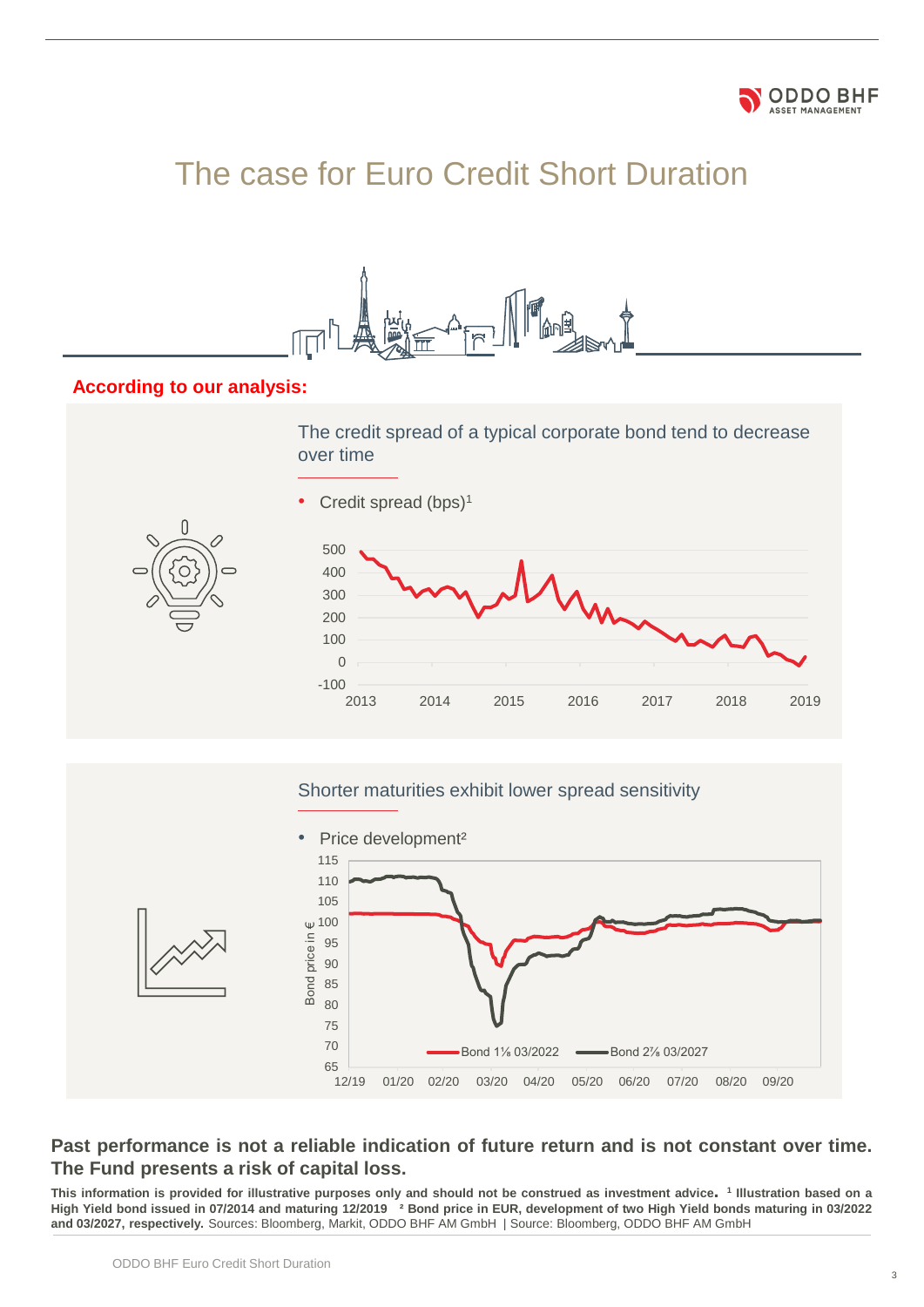# The case for Euro Credit Short Duration

**According to our analysis:**

## The credit spread of a typical corporate bond tend to decrease over time

- Credit spread (bps)[1]

## Shorter maturities exhibit lower spread sensitivity

- Price development[2]

**Past performance is not a reliable indication of future return and is not constant over time. The Fund presents a risk of capital loss.**

**This information is provided for illustrative purposes only and should not be construed as investment advice. [1] Illustration based on a High Yield bond issued in 07/2014 and maturing 12/2019 [2] Bond price in EUR, development of two High Yield bonds maturing in 03/2022 and 03/2027, respectively.** Sources: Bloomberg, Markit, ODDO BHF AM GmbH | Source: Bloomberg, ODDO BHF AM GmbH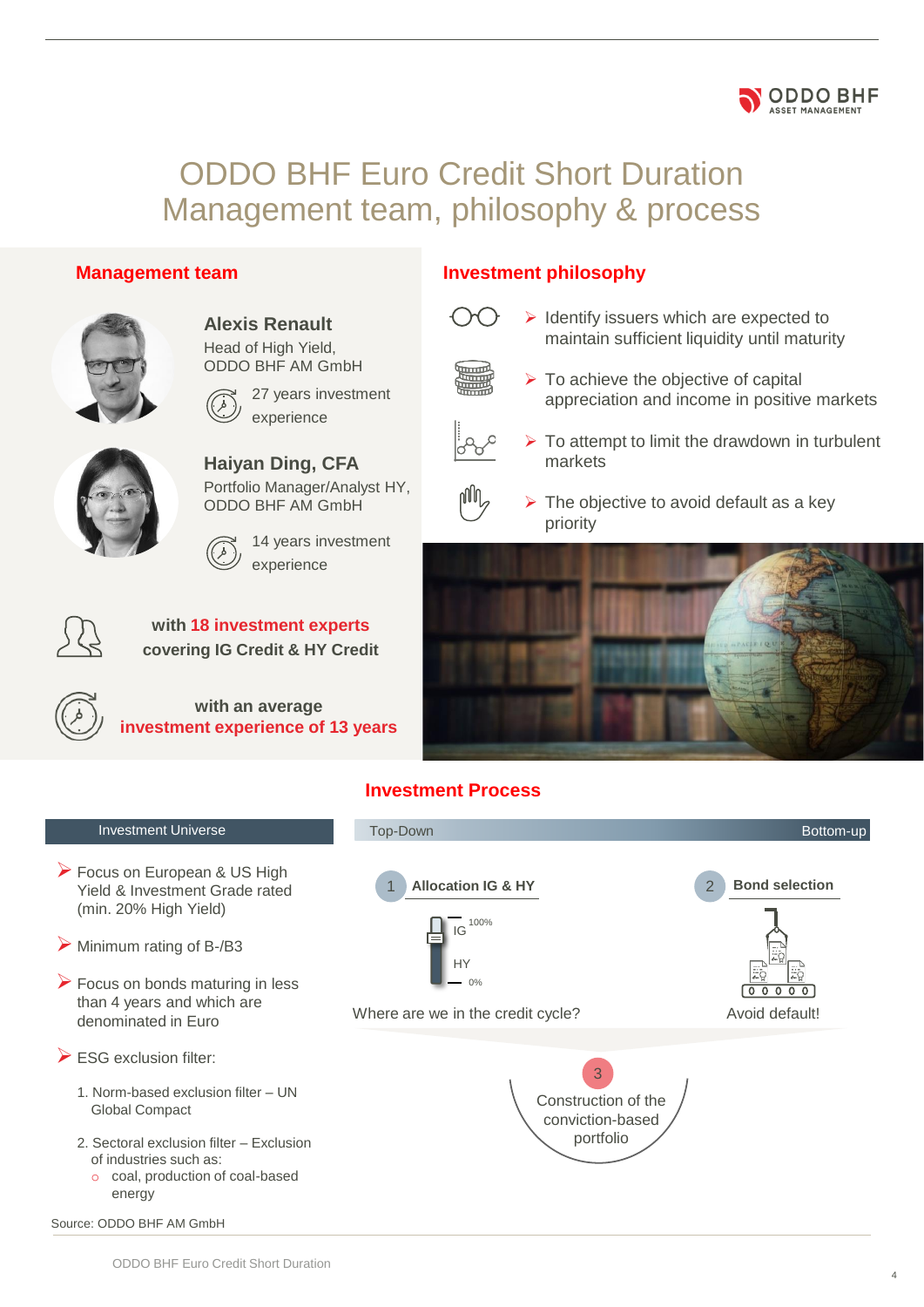# ODDO BHF Euro Credit Short Duration
## Management team, philosophy & process

### Management team

**Alexis Renault**
Head of High Yield,
ODDO BHF AM GmbH

27 years investment experience

**Haiyan Ding, CFA**
Portfolio Manager/Analyst HY,
ODDO BHF AM GmbH

14 years investment experience

**with 18 investment experts covering IG Credit & HY Credit**

**with an average investment experience of 13 years**

### Investment philosophy

- Identify issuers which are expected to maintain sufficient liquidity until maturity
- To achieve the objective of capital appreciation and income in positive markets
- To attempt to limit the drawdown in turbulent markets
- The objective to avoid default as a key priority

### Investment Process

**Investment Universe**

- Focus on European & US High Yield & Investment Grade rated (min. 20% High Yield)
- Minimum rating of B-/B3
- Focus on bonds maturing in less than 4 years and which are denominated in Euro
- ESG exclusion filter:
  1. Norm-based exclusion filter – UN Global Compact
  2. Sectoral exclusion filter – Exclusion of industries such as:
     - coal, production of coal-based energy

**Top-Down → Bottom-up**

1. **Allocation IG & HY** (IG 100% – HY 0%)
   Where are we in the credit cycle?

2. **Bond selection**
   Avoid default!

3. Construction of the conviction-based portfolio

Source: ODDO BHF AM GmbH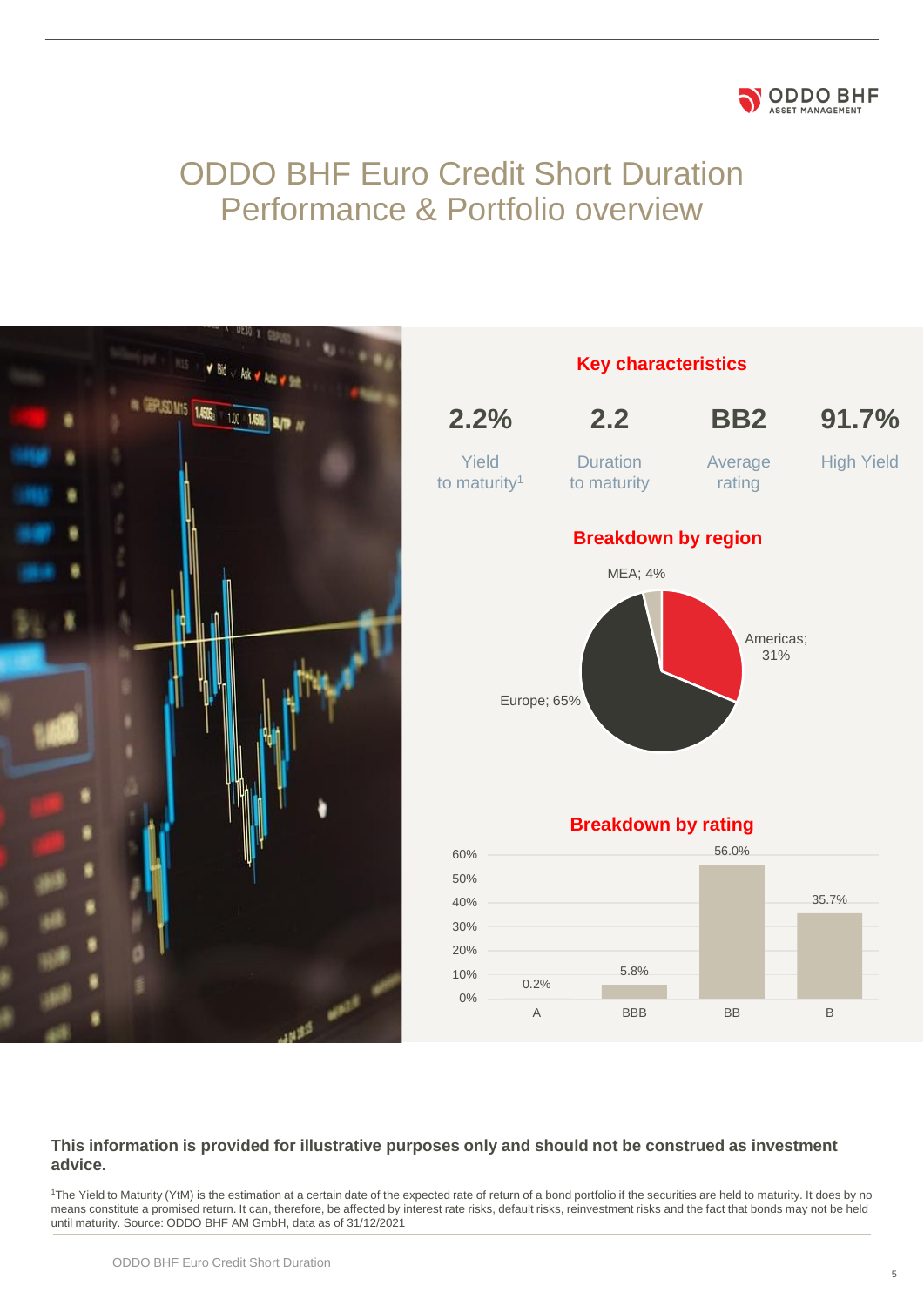# ODDO BHF Euro Credit Short Duration Performance & Portfolio overview

## Key characteristics

| 2.2% | 2.2 | BB2 | 91.7% |
|---|---|---|---|
| Yield to maturity[1] | Duration to maturity | Average rating | High Yield |

## Breakdown by region

| Region | Weight |
|---|---|
| Europe | 65% |
| Americas | 31% |
| MEA | 4% |

## Breakdown by rating

| Rating | Weight |
|---|---|
| A | 0.2% |
| BBB | 5.8% |
| BB | 56.0% |
| B | 35.7% |

**This information is provided for illustrative purposes only and should not be construed as investment advice.**

[1]The Yield to Maturity (YtM) is the estimation at a certain date of the expected rate of return of a bond portfolio if the securities are held to maturity. It does by no means constitute a promised return. It can, therefore, be affected by interest rate risks, default risks, reinvestment risks and the fact that bonds may not be held until maturity. Source: ODDO BHF AM GmbH, data as of 31/12/2021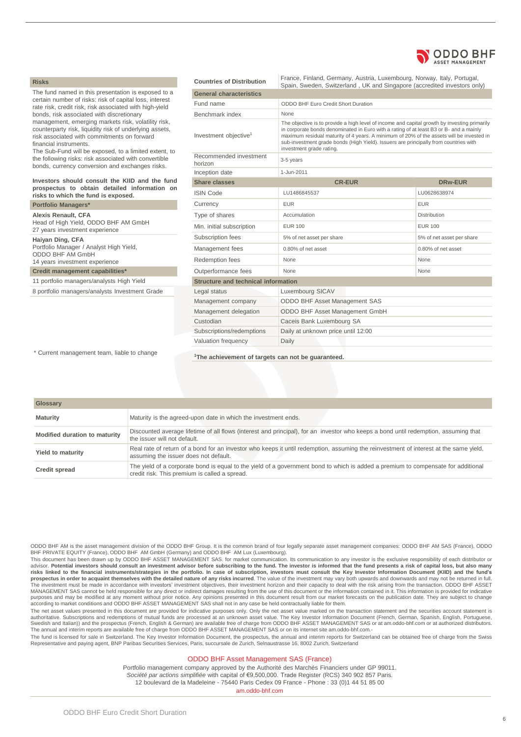## Risks

The fund named in this presentation is exposed to a certain number of risks: risk of capital loss, interest rate risk, credit risk, risk associated with high-yield bonds, risk associated with discretionary management, emerging markets risk, volatility risk, counterparty risk, liquidity risk of underlying assets, risk associated with commitments on forward financial instruments.

The Sub-Fund will be exposed, to a limited extent, to the following risks: risk associated with convertible bonds, currency conversion and exchanges risks.

**Investors should consult the KIID and the fund prospectus to obtain detailed information on risks to which the fund is exposed.**

## Portfolio Managers*

**Alexis Renault, CFA**
Head of High Yield, ODDO BHF AM GmbH
27 years investment experience

**Haiyan Ding, CFA**
Portfolio Manager / Analyst High Yield, ODDO BHF AM GmbH
14 years investment experience

## Credit management capabilities*

11 portfolio managers/analysts High Yield

8 portfolio managers/analysts Investment Grade

\* Current management team, liable to change

| | | |
|---|---|---|
| **Countries of Distribution** | France, Finland, Germany, Austria, Luxembourg, Norway, Italy, Portugal, Spain, Sweden, Switzerland , UK and Singapore (accredited investors only) | |
| **General characteristics** | | |
| Fund name | ODDO BHF Euro Credit Short Duration | |
| Benchmark index | None | |
| Investment objective[1] | The objective is to provide a high level of income and capital growth by investing primarily in corporate bonds denominated in Euro with a rating of at least B3 or B- and a mainly maximum residual maturity of 4 years. A minimum of 20% of the assets will be invested in sub-investment grade bonds (High Yield). Issuers are principally from countries with investment grade rating. | |
| Recommended investment horizon | 3-5 years | |
| Inception date | 1-Jun-2011 | |
| **Share classes** | **CR-EUR** | **DRw-EUR** |
| ISIN Code | LU1486845537 | LU0628638974 |
| Currency | EUR | EUR |
| Type of shares | Accumulation | Distribution |
| Min. initial subscription | EUR 100 | EUR 100 |
| Subscription fees | 5% of net asset per share | 5% of net asset per share |
| Management fees | 0.80% of net asset | 0.80% of net asset |
| Redemption fees | None | None |
| Outperformance fees | None | None |
| **Structure and technical information** | | |
| Legal status | Luxembourg SICAV | |
| Management company | ODDO BHF Asset Management SAS | |
| Management delegation | ODDO BHF Asset Management GmbH | |
| Custodian | Caceis Bank Luxembourg SA | |
| Subscriptions/redemptions | Daily at unknown price until 12:00 | |
| Valuation frequency | Daily | |

**[1]The achievement of targets can not be guaranteed.**

| **Glossary** | |
|---|---|
| **Maturity** | Maturity is the agreed-upon date in which the investment ends. |
| **Modified duration to maturity** | Discounted average lifetime of all flows (interest and principal), for an investor who keeps a bond until redemption, assuming that the issuer will not default. |
| **Yield to maturity** | Real rate of return of a bond for an investor who keeps it until redemption, assuming the reinvestment of interest at the same yield, assuming the issuer does not default. |
| **Credit spread** | The yield of a corporate bond is equal to the yield of a government bond to which is added a premium to compensate for additional credit risk. This premium is called a spread. |

ODDO BHF AM is the asset management division of the ODDO BHF Group. It is the common brand of four legally separate asset management companies: ODDO BHF AM SAS (France), ODDO BHF PRIVATE EQUITY (France), ODDO BHF AM GmbH (Germany) and ODDO BHF AM Lux (Luxembourg).

This document has been drawn up by ODDO BHF ASSET MANAGEMENT SAS. for market communication. Its communication to any investor is the exclusive responsibility of each distributor or advisor. **Potential investors should consult an investment advisor before subscribing to the fund. The investor is informed that the fund presents a risk of capital loss, but also many risks linked to the financial instruments/strategies in the portfolio. In case of subscription, investors must consult the Key Investor Information Document (KIID) and the fund's prospectus in order to acquaint themselves with the detailed nature of any risks incurred**. The value of the investment may vary both upwards and downwards and may not be returned in full. The investment must be made in accordance with investors' investment objectives, their investment horizon and their capacity to deal with the risk arising from the transaction. ODDO BHF ASSET MANAGEMENT SAS cannot be held responsible for any direct or indirect damages resulting from the use of this document or the information contained in it. This information is provided for indicative purposes and may be modified at any moment without prior notice. Any opinions presented in this document result from our market forecasts on the publication date. They are subject to change according to market conditions and ODDO BHF ASSET MANAGEMENT SAS shall not in any case be held contractually liable for them.

The net asset values presented in this document are provided for indicative purposes only. Only the net asset value marked on the transaction statement and the securities account statement is authoritative. Subscriptions and redemptions of mutual funds are processed at an unknown asset value. The Key Investor Information Document (French, German, Spanish, English, Portuguese, Swedish and Italian)) and the prospectus (French, English & German) are available free of charge from ODDO BHF ASSET MANAGEMENT SAS or at am.oddo-bhf.com or at authorized distributors. The annual and interim reports are available free of charge from ODDO BHF ASSET MANAGEMENT SAS or on its internet site am.oddo-bhf.com.-

The fund is licensed for sale in Switzerland. The Key Investor Information Document, the prospectus, the annual and interim reports for Switzerland can be obtained free of charge from the Swiss Representative and paying agent, BNP Paribas Securities Services, Paris, succursale de Zurich, Selnaustrasse 16, 8002 Zurich, Switzerland

ODDO BHF Asset Management SAS (France)
Portfolio management company approved by the Authorité des Marchés Financiers under GP 99011.
*Société par actions simplifiée* with capital of €9,500,000. Trade Register (RCS) 340 902 857 Paris.
12 boulevard de la Madeleine - 75440 Paris Cedex 09 France - Phone : 33 (0)1 44 51 85 00
am.oddo-bhf.com